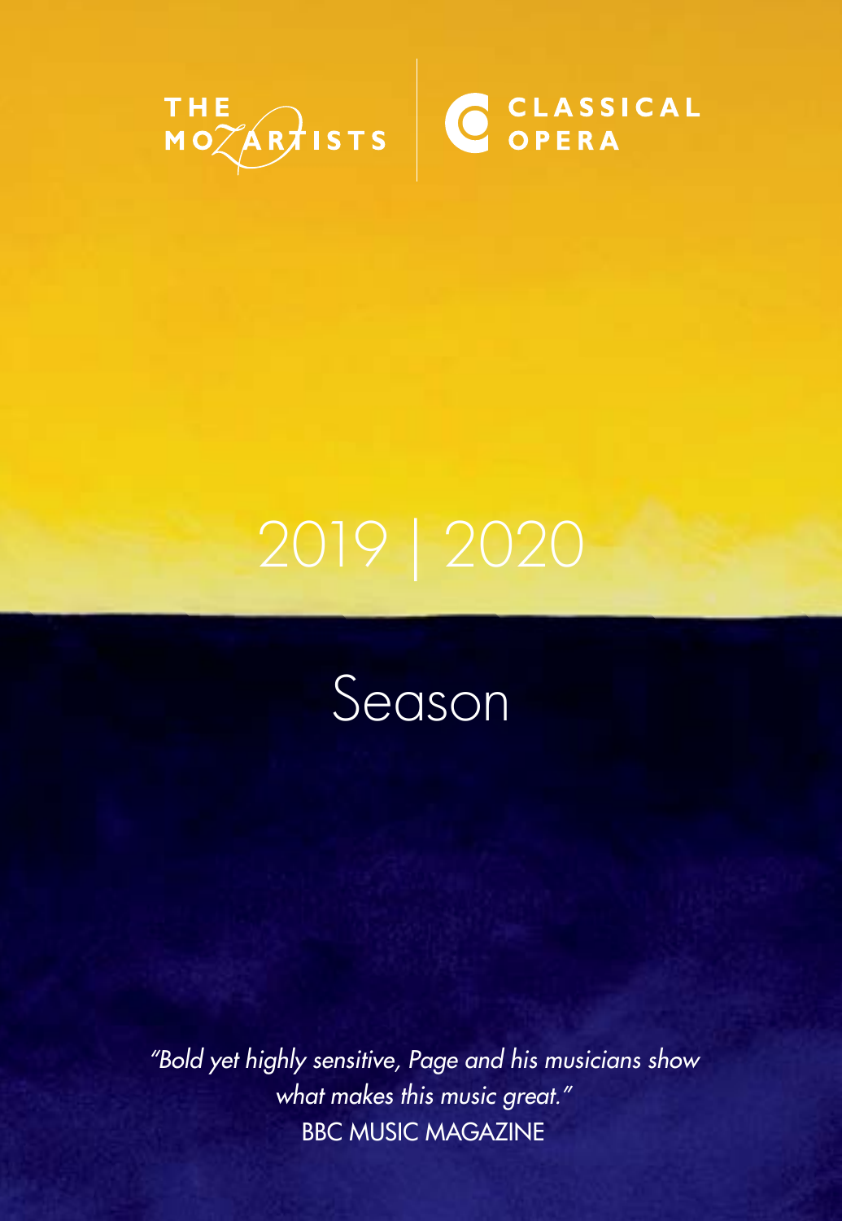THE MOZARTISTS | CLASSICAL OPERA

# 2019 | 2020

## Season

*"Bold yet highly sensitive, Page and his musicians show what makes this music great."*
BBC MUSIC MAGAZINE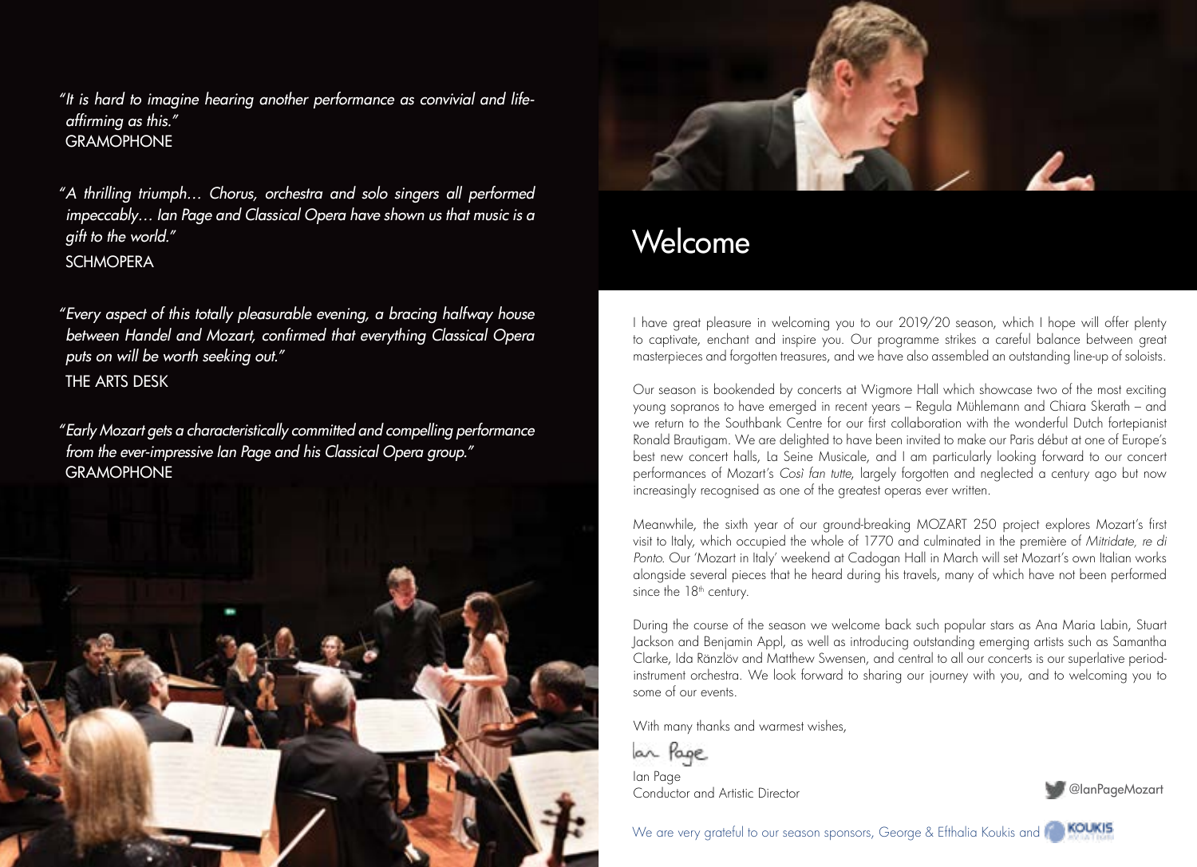*"It is hard to imagine hearing another performance as convivial and life-affirming as this."*
GRAMOPHONE

*"A thrilling triumph… Chorus, orchestra and solo singers all performed impeccably… Ian Page and Classical Opera have shown us that music is a gift to the world."*
SCHMOPERA

*"Every aspect of this totally pleasurable evening, a bracing halfway house between Handel and Mozart, confirmed that everything Classical Opera puts on will be worth seeking out."*
THE ARTS DESK

*"Early Mozart gets a characteristically committed and compelling performance from the ever-impressive Ian Page and his Classical Opera group."*
GRAMOPHONE

# Welcome

I have great pleasure in welcoming you to our 2019/20 season, which I hope will offer plenty to captivate, enchant and inspire you. Our programme strikes a careful balance between great masterpieces and forgotten treasures, and we have also assembled an outstanding line-up of soloists.

Our season is bookended by concerts at Wigmore Hall which showcase two of the most exciting young sopranos to have emerged in recent years – Regula Mühlemann and Chiara Skerath – and we return to the Southbank Centre for our first collaboration with the wonderful Dutch fortepianist Ronald Brautigam. We are delighted to have been invited to make our Paris début at one of Europe's best new concert halls, La Seine Musicale, and I am particularly looking forward to our concert performances of Mozart's *Così fan tutte*, largely forgotten and neglected a century ago but now increasingly recognised as one of the greatest operas ever written.

Meanwhile, the sixth year of our ground-breaking MOZART 250 project explores Mozart's first visit to Italy, which occupied the whole of 1770 and culminated in the première of *Mitridate, re di Ponto*. Our 'Mozart in Italy' weekend at Cadogan Hall in March will set Mozart's own Italian works alongside several pieces that he heard during his travels, many of which have not been performed since the 18th century.

During the course of the season we welcome back such popular stars as Ana Maria Labin, Stuart Jackson and Benjamin Appl, as well as introducing outstanding emerging artists such as Samantha Clarke, Ida Ränzlöv and Matthew Swensen, and central to all our concerts is our superlative period-instrument orchestra. We look forward to sharing our journey with you, and to welcoming you to some of our events.

With many thanks and warmest wishes,

Ian Page

Ian Page
Conductor and Artistic Director

@IanPageMozart

We are very grateful to our season sponsors, George & Efthalia Koukis and KOUKIS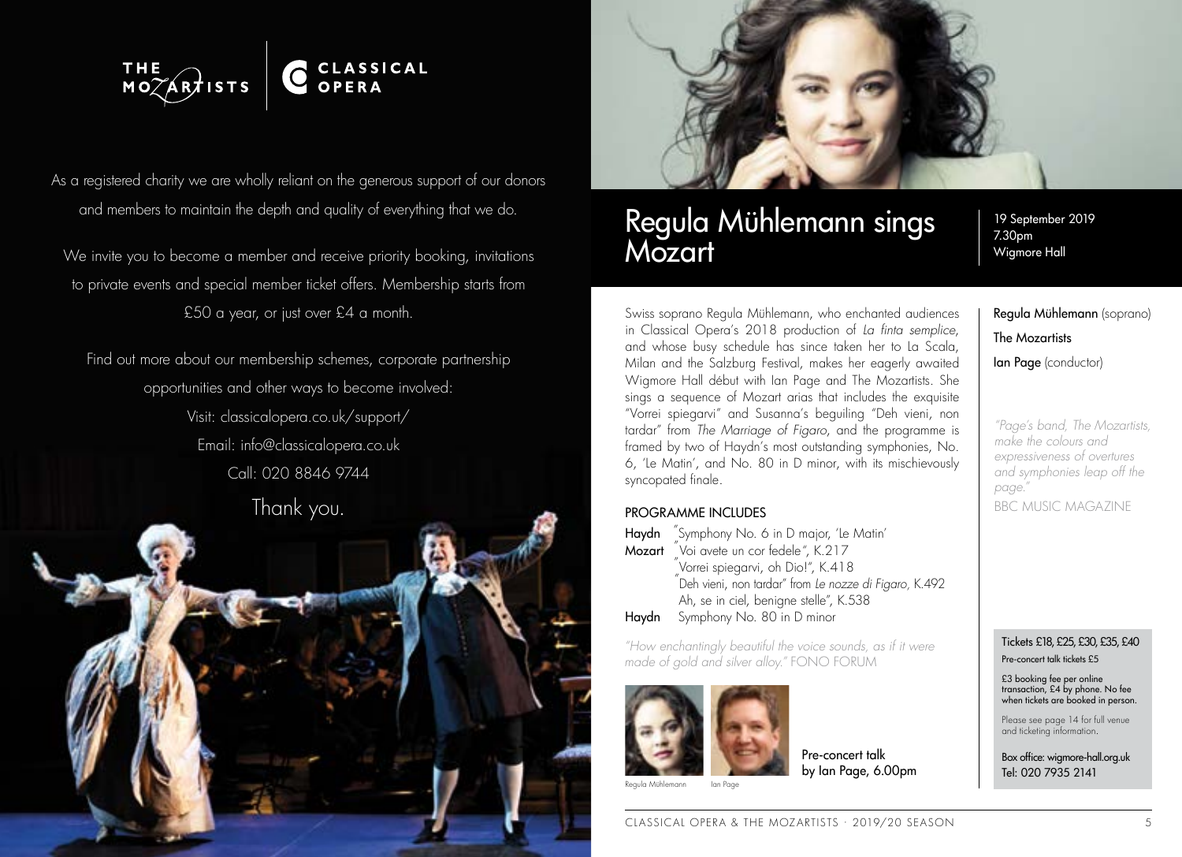THE MOZARTISTS | CLASSICAL OPERA

As a registered charity we are wholly reliant on the generous support of our donors and members to maintain the depth and quality of everything that we do.

We invite you to become a member and receive priority booking, invitations to private events and special member ticket offers. Membership starts from £50 a year, or just over £4 a month.

Find out more about our membership schemes, corporate partnership opportunities and other ways to become involved:

Visit: classicalopera.co.uk/support/

Email: info@classicalopera.co.uk

Call: 020 8846 9744

Thank you.

# Regula Mühlemann sings Mozart

19 September 2019
7.30pm
Wigmore Hall

Swiss soprano Regula Mühlemann, who enchanted audiences in Classical Opera's 2018 production of *La finta semplice*, and whose busy schedule has since taken her to La Scala, Milan and the Salzburg Festival, makes her eagerly awaited Wigmore Hall début with Ian Page and The Mozartists. She sings a sequence of Mozart arias that includes the exquisite "Vorrei spiegarvi" and Susanna's beguiling "Deh vieni, non tardar" from *The Marriage of Figaro*, and the programme is framed by two of Haydn's most outstanding symphonies, No. 6, 'Le Matin', and No. 80 in D minor, with its mischievously syncopated finale.

## PROGRAMME INCLUDES

**Haydn** Symphony No. 6 in D major, 'Le Matin'
**Mozart** "Voi avete un cor fedele", K.217
"Vorrei spiegarvi, oh Dio!", K.418
"Deh vieni, non tardar" from *Le nozze di Figaro*, K.492
"Ah, se in ciel, benigne stelle", K.538
**Haydn** Symphony No. 80 in D minor

*"How enchantingly beautiful the voice sounds, as if it were made of gold and silver alloy."* FONO FORUM

Regula Mühlemann    Ian Page

Pre-concert talk by Ian Page, 6.00pm

**Regula Mühlemann** (soprano)
**The Mozartists**
**Ian Page** (conductor)

*"Page's band, The Mozartists, make the colours and expressiveness of overtures and symphonies leap off the page."*
BBC MUSIC MAGAZINE

Tickets £18, £25, £30, £35, £40
Pre-concert talk tickets £5

£3 booking fee per online transaction, £4 by phone. No fee when tickets are booked in person.

Please see page 14 for full venue and ticketing information.

Box office: wigmore-hall.org.uk
Tel: 020 7935 2141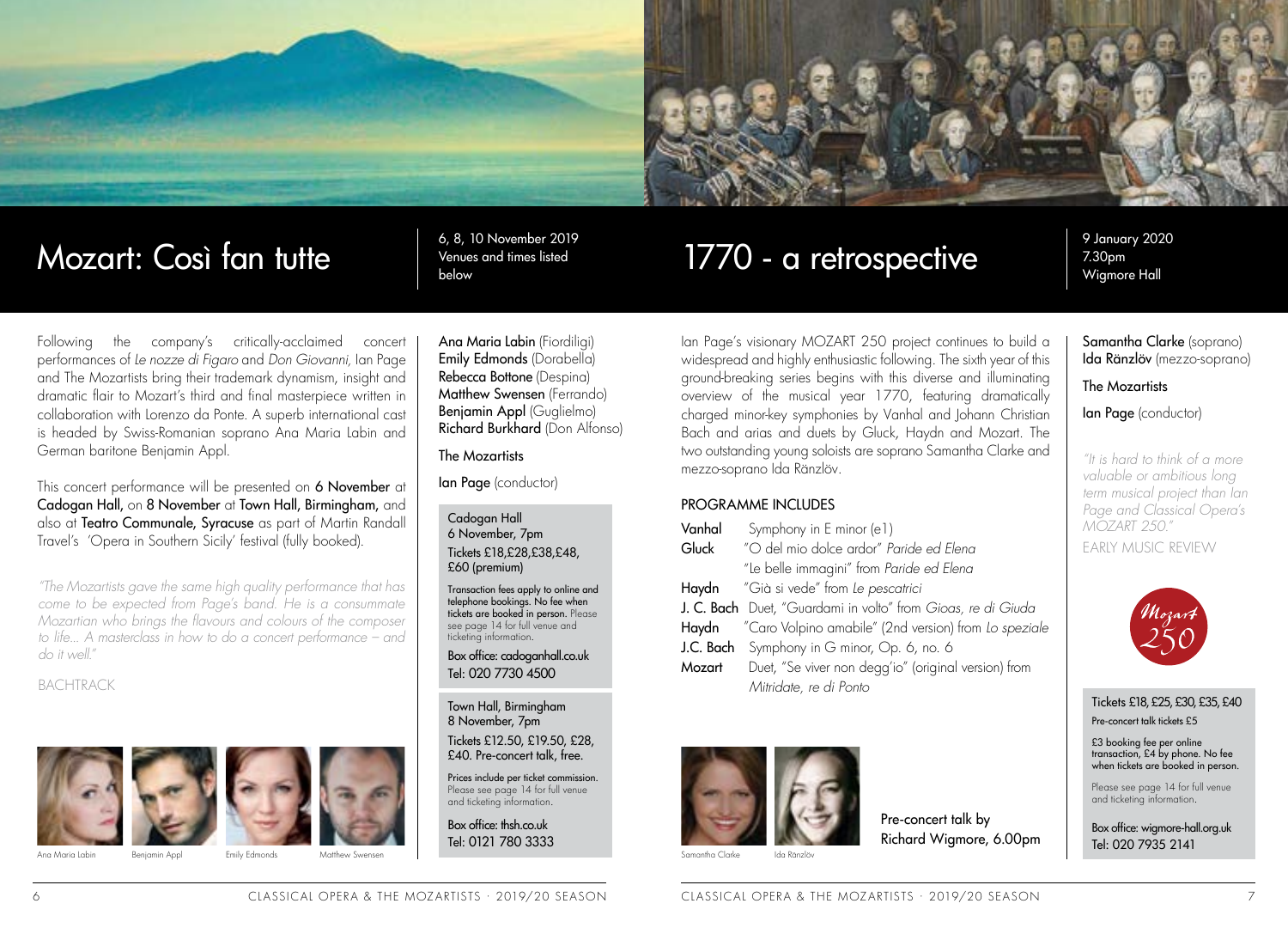# Mozart: Così fan tutte

6, 8, 10 November 2019
Venues and times listed below

Following the company's critically-acclaimed concert performances of *Le nozze di Figaro* and *Don Giovanni*, Ian Page and The Mozartists bring their trademark dynamism, insight and dramatic flair to Mozart's third and final masterpiece written in collaboration with Lorenzo da Ponte. A superb international cast is headed by Swiss-Romanian soprano Ana Maria Labin and German baritone Benjamin Appl.

This concert performance will be presented on **6 November** at **Cadogan Hall**, on **8 November** at **Town Hall, Birmingham**, and also at **Teatro Communale, Syracuse** as part of Martin Randall Travel's 'Opera in Southern Sicily' festival (fully booked).

*"The Mozartists gave the same high quality performance that has come to be expected from Page's band. He is a consummate Mozartian who brings the flavours and colours of the composer to life... A masterclass in how to do a concert performance – and do it well."*

BACHTRACK

Ana Maria Labin — Benjamin Appl — Emily Edmonds — Matthew Swensen

**Ana Maria Labin** (Fiordiligi)
**Emily Edmonds** (Dorabella)
**Rebecca Bottone** (Despina)
**Matthew Swensen** (Ferrando)
**Benjamin Appl** (Guglielmo)
**Richard Burkhard** (Don Alfonso)

The Mozartists

**Ian Page** (conductor)

Cadogan Hall
6 November, 7pm
Tickets £18,£28,£38,£48, £60 (premium)

Transaction fees apply to online and telephone bookings. No fee when tickets are booked in person. Please see page 14 for full venue and ticketing information.

Box office: cadoganhall.co.uk
Tel: 020 7730 4500

Town Hall, Birmingham
8 November, 7pm
Tickets £12.50, £19.50, £28, £40. Pre-concert talk, free.

Prices include per ticket commission. Please see page 14 for full venue and ticketing information.

Box office: thsh.co.uk
Tel: 0121 780 3333

# 1770 - a retrospective

9 January 2020
7.30pm
Wigmore Hall

Ian Page's visionary MOZART 250 project continues to build a widespread and highly enthusiastic following. The sixth year of this ground-breaking series begins with this diverse and illuminating overview of the musical year 1770, featuring dramatically charged minor-key symphonies by Vanhal and Johann Christian Bach and arias and duets by Gluck, Haydn and Mozart. The two outstanding young soloists are soprano Samantha Clarke and mezzo-soprano Ida Ränzlöv.

## PROGRAMME INCLUDES

| | |
|---|---|
| **Vanhal** | Symphony in E minor (e1) |
| **Gluck** | "O del mio dolce ardor" *Paride ed Elena* |
| | "Le belle immagini" from *Paride ed Elena* |
| **Haydn** | "Già si vede" from *Le pescatrici* |
| **J. C. Bach** | Duet, "Guardami in volto" from *Gioas, re di Giuda* |
| **Haydn** | "Caro Volpino amabile" (2nd version) from *Lo speziale* |
| **J.C. Bach** | Symphony in G minor, Op. 6, no. 6 |
| **Mozart** | Duet, "Se viver non degg'io" (original version) from *Mitridate, re di Ponto* |

Samantha Clarke — Ida Ränzlöv

Pre-concert talk by Richard Wigmore, 6.00pm

**Samantha Clarke** (soprano)
**Ida Ränzlöv** (mezzo-soprano)

The Mozartists

**Ian Page** (conductor)

*"It is hard to think of a more valuable or ambitious long term musical project than Ian Page and Classical Opera's MOZART 250."*

EARLY MUSIC REVIEW

Tickets £18, £25, £30, £35, £40
Pre-concert talk tickets £5

£3 booking fee per online transaction, £4 by phone. No fee when tickets are booked in person.

Please see page 14 for full venue and ticketing information.

Box office: wigmore-hall.org.uk
Tel: 020 7935 2141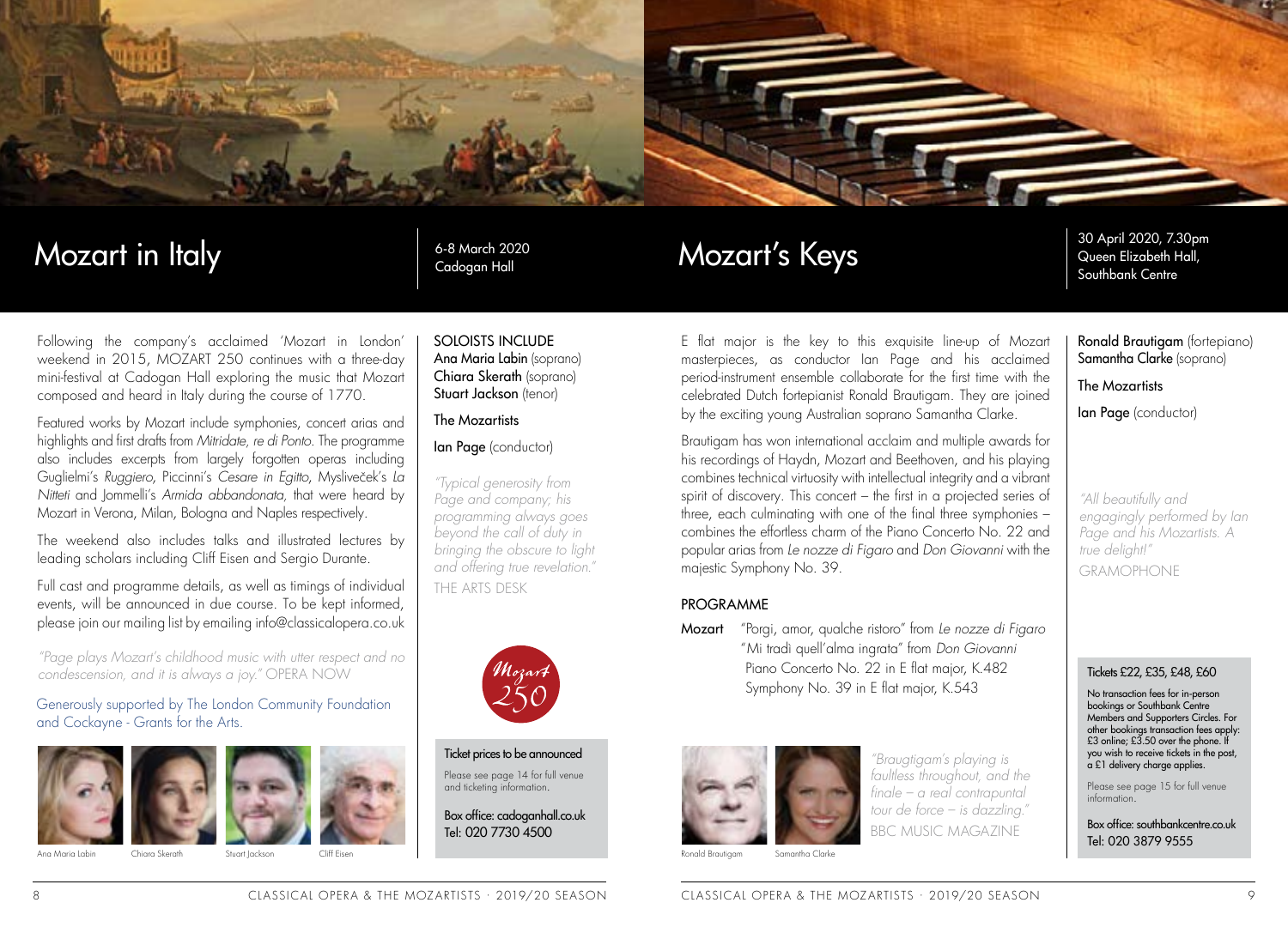# Mozart in Italy

6-8 March 2020
Cadogan Hall

Following the company's acclaimed 'Mozart in London' weekend in 2015, MOZART 250 continues with a three-day mini-festival at Cadogan Hall exploring the music that Mozart composed and heard in Italy during the course of 1770.

Featured works by Mozart include symphonies, concert arias and highlights and first drafts from *Mitridate, re di Ponto*. The programme also includes excerpts from largely forgotten operas including Guglielmi's *Ruggiero*, Piccinni's *Cesare in Egitto*, Mysliveček's *La Nitteti* and Jommelli's *Armida abbandonata*, that were heard by Mozart in Verona, Milan, Bologna and Naples respectively.

The weekend also includes talks and illustrated lectures by leading scholars including Cliff Eisen and Sergio Durante.

Full cast and programme details, as well as timings of individual events, will be announced in due course. To be kept informed, please join our mailing list by emailing info@classicalopera.co.uk

*"Page plays Mozart's childhood music with utter respect and no condescension, and it is always a joy."* OPERA NOW

Generously supported by The London Community Foundation and Cockayne - Grants for the Arts.

Ana Maria Labin · Chiara Skerath · Stuart Jackson · Cliff Eisen

SOLOISTS INCLUDE
**Ana Maria Labin** (soprano)
**Chiara Skerath** (soprano)
**Stuart Jackson** (tenor)

**The Mozartists**

**Ian Page** (conductor)

*"Typical generosity from Page and company; his programming always goes beyond the call of duty in bringing the obscure to light and offering true revelation."*
THE ARTS DESK

Mozart 250

**Ticket prices to be announced**

Please see page 14 for full venue and ticketing information.

Box office: cadoganhall.co.uk
Tel: 020 7730 4500

# Mozart's Keys

30 April 2020, 7.30pm
Queen Elizabeth Hall, Southbank Centre

E flat major is the key to this exquisite line-up of Mozart masterpieces, as conductor Ian Page and his acclaimed period-instrument ensemble collaborate for the first time with the celebrated Dutch fortepianist Ronald Brautigam. They are joined by the exciting young Australian soprano Samantha Clarke.

Brautigam has won international acclaim and multiple awards for his recordings of Haydn, Mozart and Beethoven, and his playing combines technical virtuosity with intellectual integrity and a vibrant spirit of discovery. This concert – the first in a projected series of three, each culminating with one of the final three symphonies – combines the effortless charm of the Piano Concerto No. 22 and popular arias from *Le nozze di Figaro* and *Don Giovanni* with the majestic Symphony No. 39.

## PROGRAMME

**Mozart** "Porgi, amor, qualche ristoro" from *Le nozze di Figaro*
"Mi tradì quell'alma ingrata" from *Don Giovanni*
Piano Concerto No. 22 in E flat major, K.482
Symphony No. 39 in E flat major, K.543

Ronald Brautigam · Samantha Clarke

*"Braugtigam's playing is faultless throughout, and the finale – a real contrapuntal tour de force – is dazzling."*
BBC MUSIC MAGAZINE

**Ronald Brautigam** (fortepiano)
**Samantha Clarke** (soprano)

**The Mozartists**

**Ian Page** (conductor)

*"All beautifully and engagingly performed by Ian Page and his Mozartists. A true delight!"*
GRAMOPHONE

**Tickets £22, £35, £48, £60**

No transaction fees for in-person bookings or Southbank Centre Members and Supporters Circles. For other bookings transaction fees apply: £3 online; £3.50 over the phone. If you wish to receive tickets in the post, a £1 delivery charge applies.

Please see page 15 for full venue information.

Box office: southbankcentre.co.uk
Tel: 020 3879 9555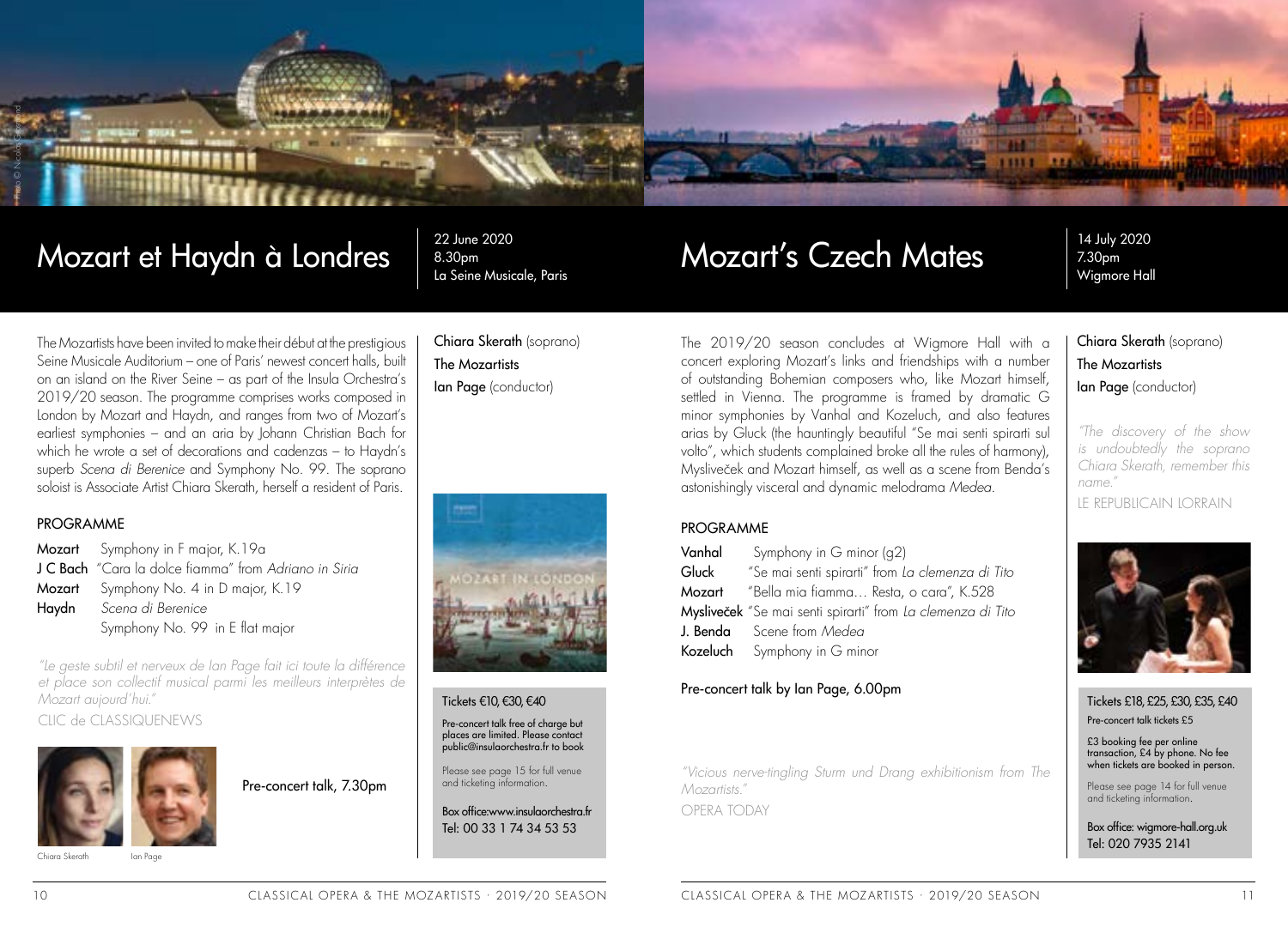# Mozart et Haydn à Londres

22 June 2020
8.30pm
La Seine Musicale, Paris

The Mozartists have been invited to make their début at the prestigious Seine Musicale Auditorium – one of Paris' newest concert halls, built on an island on the River Seine – as part of the Insula Orchestra's 2019/20 season. The programme comprises works composed in London by Mozart and Haydn, and ranges from two of Mozart's earliest symphonies – and an aria by Johann Christian Bach for which he wrote a set of decorations and cadenzas – to Haydn's superb *Scena di Berenice* and Symphony No. 99. The soprano soloist is Associate Artist Chiara Skerath, herself a resident of Paris.

**Chiara Skerath** (soprano)
**The Mozartists**
**Ian Page** (conductor)

## PROGRAMME

**Mozart** Symphony in F major, K.19a
**J C Bach** "Cara la dolce fiamma" from *Adriano in Siria*
**Mozart** Symphony No. 4 in D major, K.19
**Haydn** *Scena di Berenice*
Symphony No. 99 in E flat major

*"Le geste subtil et nerveux de Ian Page fait ici toute la différence et place son collectif musical parmi les meilleurs interprètes de Mozart aujourd'hui."*
CLIC de CLASSIQUENEWS

Chiara Skerath

Ian Page

Pre-concert talk, 7.30pm

Tickets €10, €30, €40

Pre-concert talk free of charge but places are limited. Please contact public@insulaorchestra.fr to book

Please see page 15 for full venue and ticketing information.

Box office:www.insulaorchestra.fr
Tel: 00 33 1 74 34 53 53

# Mozart's Czech Mates

14 July 2020
7.30pm
Wigmore Hall

The 2019/20 season concludes at Wigmore Hall with a concert exploring Mozart's links and friendships with a number of outstanding Bohemian composers who, like Mozart himself, settled in Vienna. The programme is framed by dramatic G minor symphonies by Vanhal and Kozeluch, and also features arias by Gluck (the hauntingly beautiful "Se mai senti spirarti sul volto", which students complained broke all the rules of harmony), Mysliveček and Mozart himself, as well as a scene from Benda's astonishingly visceral and dynamic melodrama *Medea*.

**Chiara Skerath** (soprano)
**The Mozartists**
**Ian Page** (conductor)

## PROGRAMME

**Vanhal** Symphony in G minor (g2)
**Gluck** "Se mai senti spirarti" from *La clemenza di Tito*
**Mozart** "Bella mia fiamma… Resta, o cara", K.528
**Mysliveček** "Se mai senti spirarti" from *La clemenza di Tito*
**J. Benda** Scene from *Medea*
**Kozeluch** Symphony in G minor

Pre-concert talk by Ian Page, 6.00pm

*"Vicious nerve-tingling Sturm und Drang exhibitionism from The Mozartists."*
OPERA TODAY

*"The discovery of the show is undoubtedly the soprano Chiara Skerath, remember this name."*
LE REPUBLICAIN LORRAIN

Tickets £18, £25, £30, £35, £40

Pre-concert talk tickets £5

£3 booking fee per online transaction, £4 by phone. No fee when tickets are booked in person.

Please see page 14 for full venue and ticketing information.

Box office: wigmore-hall.org.uk
Tel: 020 7935 2141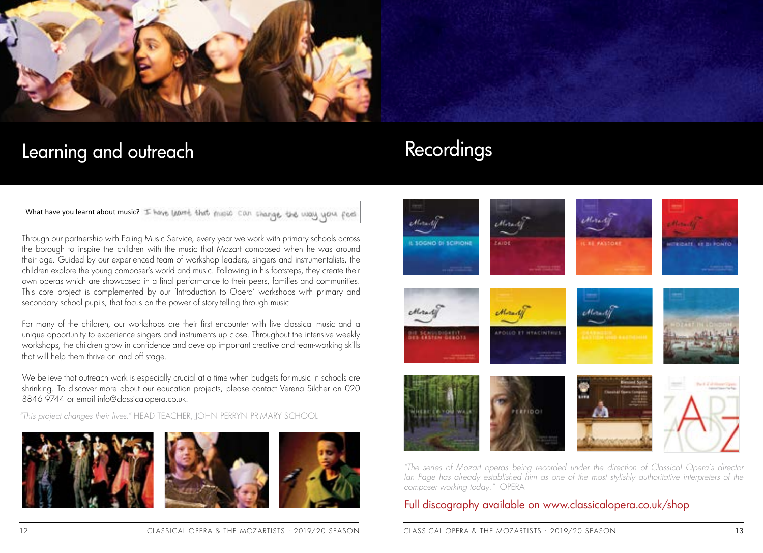# Learning and outreach

What have you learnt about music? I have learnt that music can change the way you feel

Through our partnership with Ealing Music Service, every year we work with primary schools across the borough to inspire the children with the music that Mozart composed when he was around their age. Guided by our experienced team of workshop leaders, singers and instrumentalists, the children explore the young composer's world and music. Following in his footsteps, they create their own operas which are showcased in a final performance to their peers, families and communities. This core project is complemented by our 'Introduction to Opera' workshops with primary and secondary school pupils, that focus on the power of story-telling through music.

For many of the children, our workshops are their first encounter with live classical music and a unique opportunity to experience singers and instruments up close. Throughout the intensive weekly workshops, the children grow in confidence and develop important creative and team-working skills that will help them thrive on and off stage.

We believe that outreach work is especially crucial at a time when budgets for music in schools are shrinking. To discover more about our education projects, please contact Verena Silcher on 020 8846 9744 or email info@classicalopera.co.uk.

*"This project changes their lives."* HEAD TEACHER, JOHN PERRYN PRIMARY SCHOOL

# Recordings

*"The series of Mozart operas being recorded under the direction of Classical Opera's director Ian Page has already established him as one of the most stylishly authoritative interpreters of the composer working today."* OPERA

Full discography available on www.classicalopera.co.uk/shop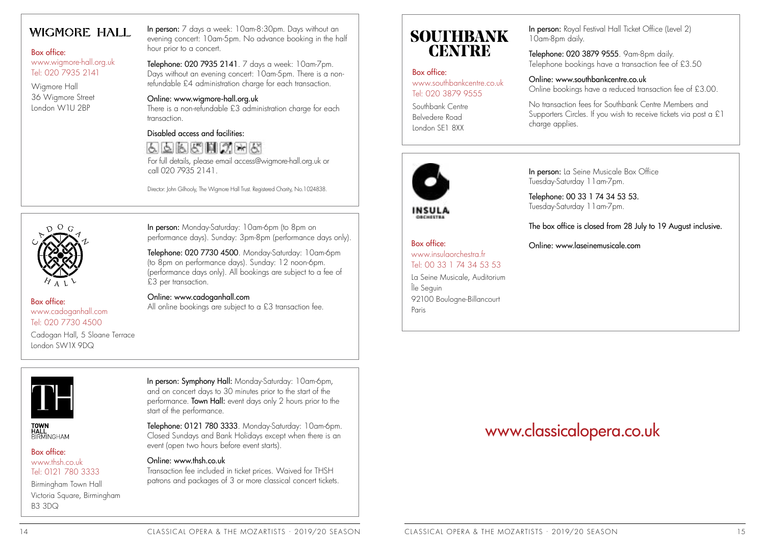## WIGMORE HALL

Box office:
www.wigmore-hall.org.uk
Tel: 020 7935 2141

Wigmore Hall
36 Wigmore Street
London W1U 2BP

**In person:** 7 days a week: 10am-8:30pm. Days without an evening concert: 10am-5pm. No advance booking in the half hour prior to a concert.

**Telephone: 020 7935 2141**. 7 days a week: 10am-7pm. Days without an evening concert: 10am-5pm. There is a non-refundable £4 administration charge for each transaction.

**Online: www.wigmore-hall.org.uk**
There is a non-refundable £3 administration charge for each transaction.

**Disabled access and facilities:**

For full details, please email access@wigmore-hall.org.uk or call 020 7935 2141.

Director: John Gilhooly, The Wigmore Hall Trust. Registered Charity, No.1024838.

## CADOGAN HALL

Box office:
www.cadoganhall.com
Tel: 020 7730 4500

Cadogan Hall, 5 Sloane Terrace
London SW1X 9DQ

**In person:** Monday-Saturday: 10am-6pm (to 8pm on performance days). Sunday: 3pm-8pm (performance days only).

**Telephone: 020 7730 4500**. Monday-Saturday: 10am-6pm (to 8pm on performance days). Sunday: 12 noon-6pm. (performance days only). All bookings are subject to a fee of £3 per transaction.

**Online: www.cadoganhall.com**
All online bookings are subject to a £3 transaction fee.

## TOWN HALL BIRMINGHAM

Box office:
www.thsh.co.uk
Tel: 0121 780 3333

Birmingham Town Hall
Victoria Square, Birmingham
B3 3DQ

**In person: Symphony Hall:** Monday-Saturday: 10am-6pm, and on concert days to 30 minutes prior to the start of the performance. **Town Hall:** event days only 2 hours prior to the start of the performance.

**Telephone: 0121 780 3333**. Monday-Saturday: 10am-6pm. Closed Sundays and Bank Holidays except when there is an event (open two hours before event starts).

**Online: www.thsh.co.uk**
Transaction fee included in ticket prices. Waived for THSH patrons and packages of 3 or more classical concert tickets.

## SOUTHBANK CENTRE

Box office:
www.southbankcentre.co.uk
Tel: 020 3879 9555

Southbank Centre
Belvedere Road
London SE1 8XX

**In person:** Royal Festival Hall Ticket Office (Level 2) 10am-8pm daily.

**Telephone: 020 3879 9555**. 9am-8pm daily. Telephone bookings have a transaction fee of £3.50

**Online: www.southbankcentre.co.uk**
Online bookings have a reduced transaction fee of £3.00.

No transaction fees for Southbank Centre Members and Supporters Circles. If you wish to receive tickets via post a £1 charge applies.

## INSULA ORCHESTRA

Box office:
www.insulaorchestra.fr
Tel: 00 33 1 74 34 53 53

La Seine Musicale, Auditorium
Île Seguin
92100 Boulogne-Billancourt
Paris

**In person:** La Seine Musicale Box Office Tuesday-Saturday 11am-7pm.

**Telephone: 00 33 1 74 34 53 53.**
Tuesday-Saturday 11am-7pm.

**The box office is closed from 28 July to 19 August inclusive.**

**Online: www.laseinemusicale.com**

www.classicalopera.co.uk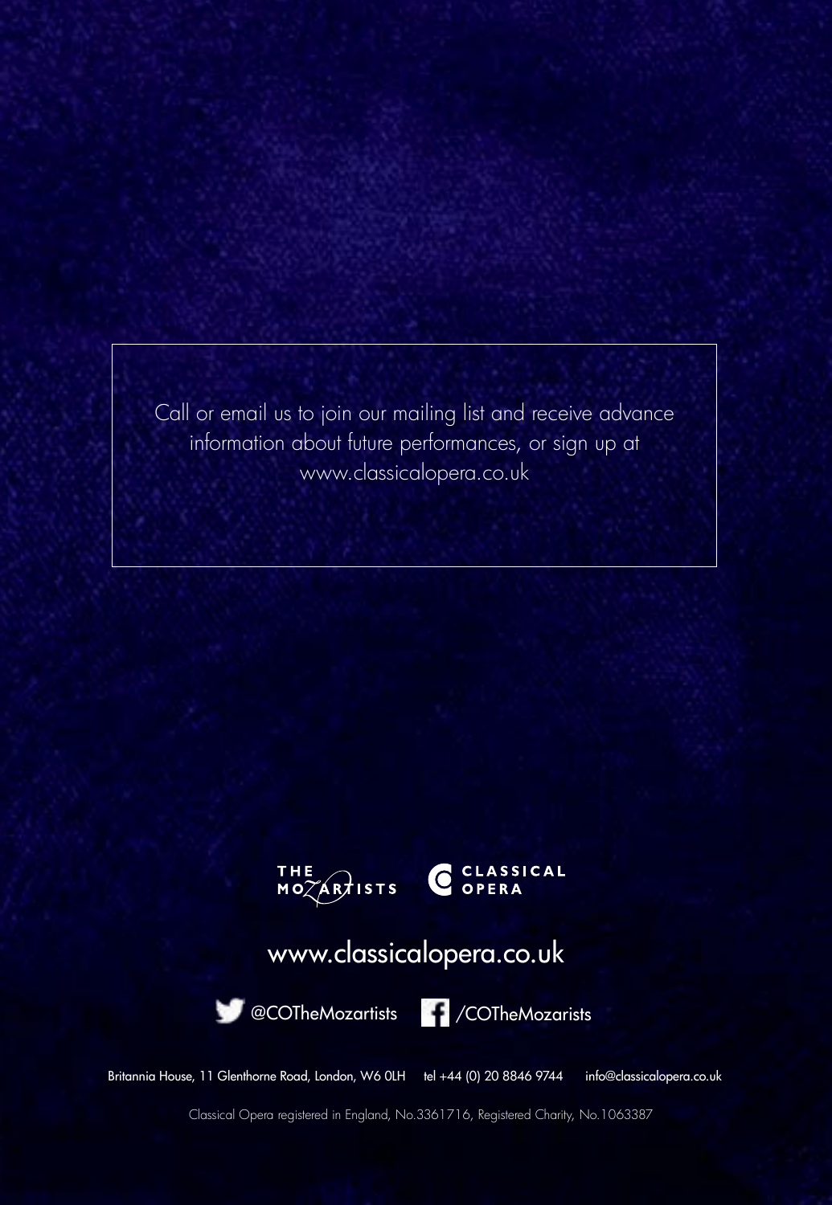Call or email us to join our mailing list and receive advance information about future performances, or sign up at www.classicalopera.co.uk

THE MOZARTISTS

CLASSICAL OPERA

www.classicalopera.co.uk

@COTheMozartists /COTheMozarists

Britannia House, 11 Glenthorne Road, London, W6 0LH tel +44 (0) 20 8846 9744 info@classicalopera.co.uk

Classical Opera registered in England, No.3361716, Registered Charity, No.1063387